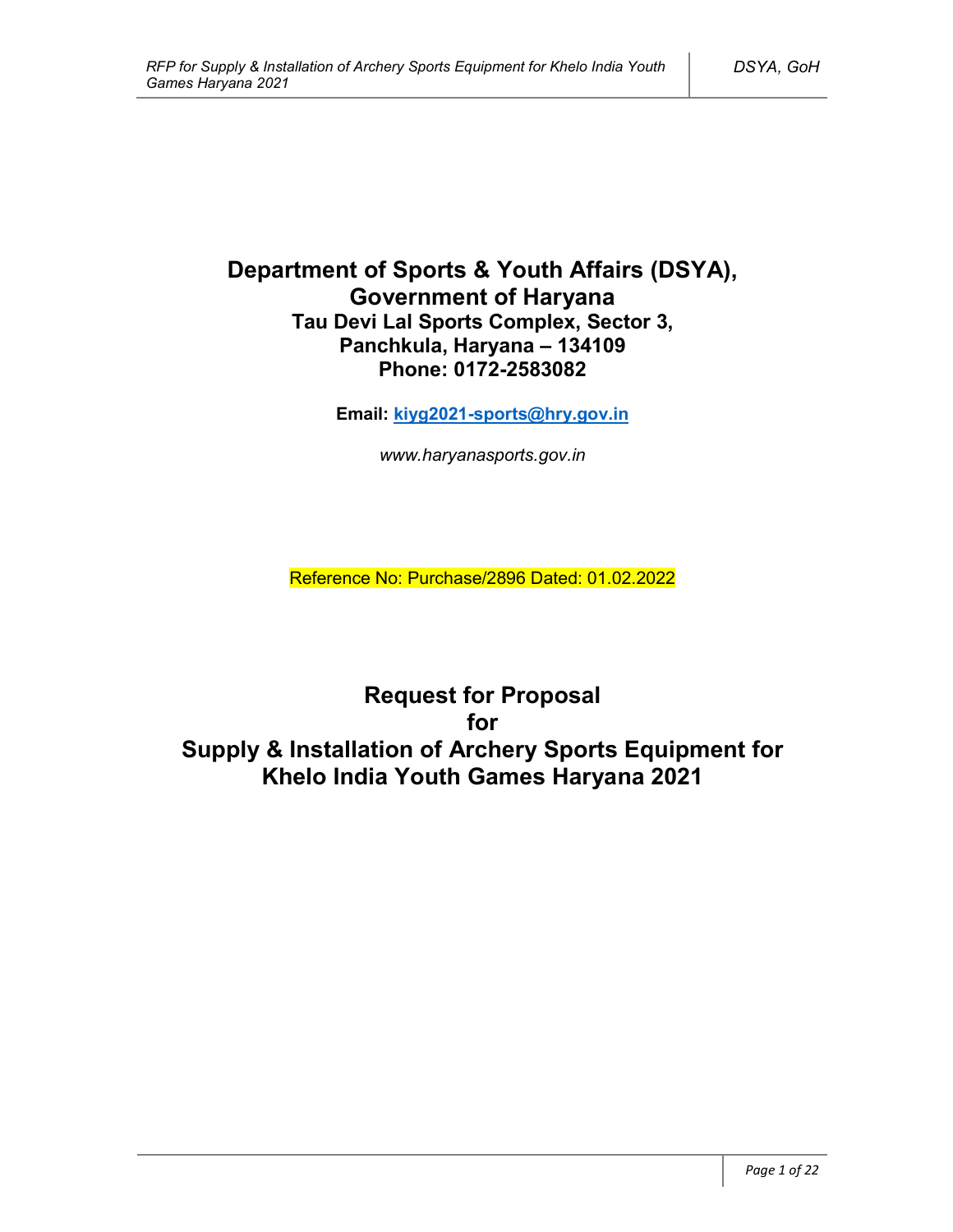# Department of Sports & Youth Affairs (DSYA), Government of Haryana

**Tau Devi Lal Sports Complex, Sector 3, Panchkula, Haryana – 134109**

**Phone: 0172-2583082**

**Email: kiyg2021-sports@hry.gov.in**

*www.haryanasports.gov.in*

Reference No: Purchase/2896 Dated: 01.02.2022

# Request for Proposal for Supply & Installation of Archery Sports Equipment for Khelo India Youth Games Haryana 2021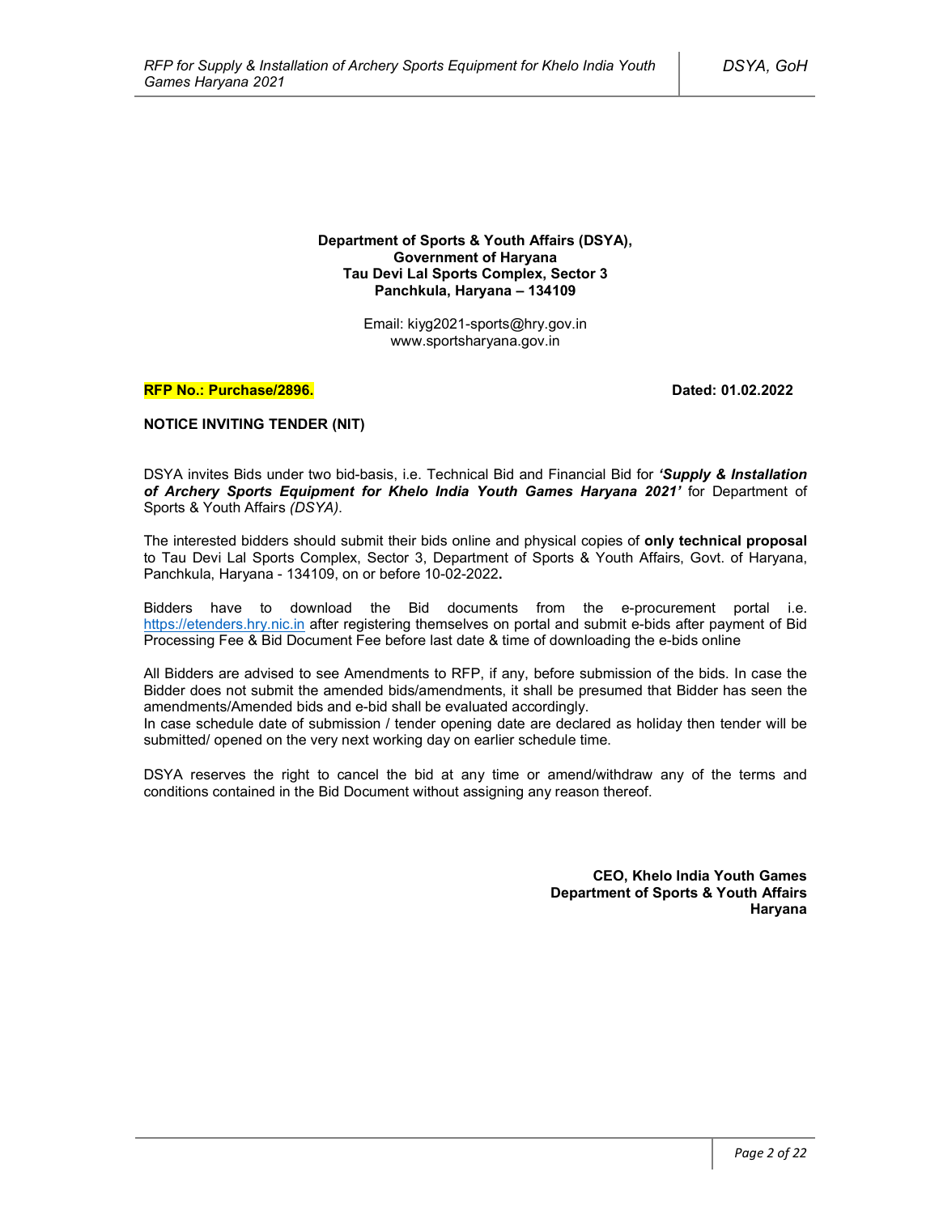**Department of Sports & Youth Affairs (DSYA),**
**Government of Haryana**
**Tau Devi Lal Sports Complex, Sector 3**
**Panchkula, Haryana – 134109**

Email: kiyg2021-sports@hry.gov.in
www.sportsharyana.gov.in

**RFP No.: Purchase/2896.** **Dated: 01.02.2022**

**NOTICE INVITING TENDER (NIT)**

DSYA invites Bids under two bid-basis, i.e. Technical Bid and Financial Bid for ***'Supply & Installation of Archery Sports Equipment for Khelo India Youth Games Haryana 2021'*** for Department of Sports & Youth Affairs *(DSYA)*.

The interested bidders should submit their bids online and physical copies of **only technical proposal** to Tau Devi Lal Sports Complex, Sector 3, Department of Sports & Youth Affairs, Govt. of Haryana, Panchkula, Haryana - 134109, on or before 10-02-2022**.**

Bidders have to download the Bid documents from the e-procurement portal i.e. https://etenders.hry.nic.in after registering themselves on portal and submit e-bids after payment of Bid Processing Fee & Bid Document Fee before last date & time of downloading the e-bids online

All Bidders are advised to see Amendments to RFP, if any, before submission of the bids. In case the Bidder does not submit the amended bids/amendments, it shall be presumed that Bidder has seen the amendments/Amended bids and e-bid shall be evaluated accordingly.
In case schedule date of submission / tender opening date are declared as holiday then tender will be submitted/ opened on the very next working day on earlier schedule time.

DSYA reserves the right to cancel the bid at any time or amend/withdraw any of the terms and conditions contained in the Bid Document without assigning any reason thereof.

**CEO, Khelo India Youth Games**
**Department of Sports & Youth Affairs**
**Haryana**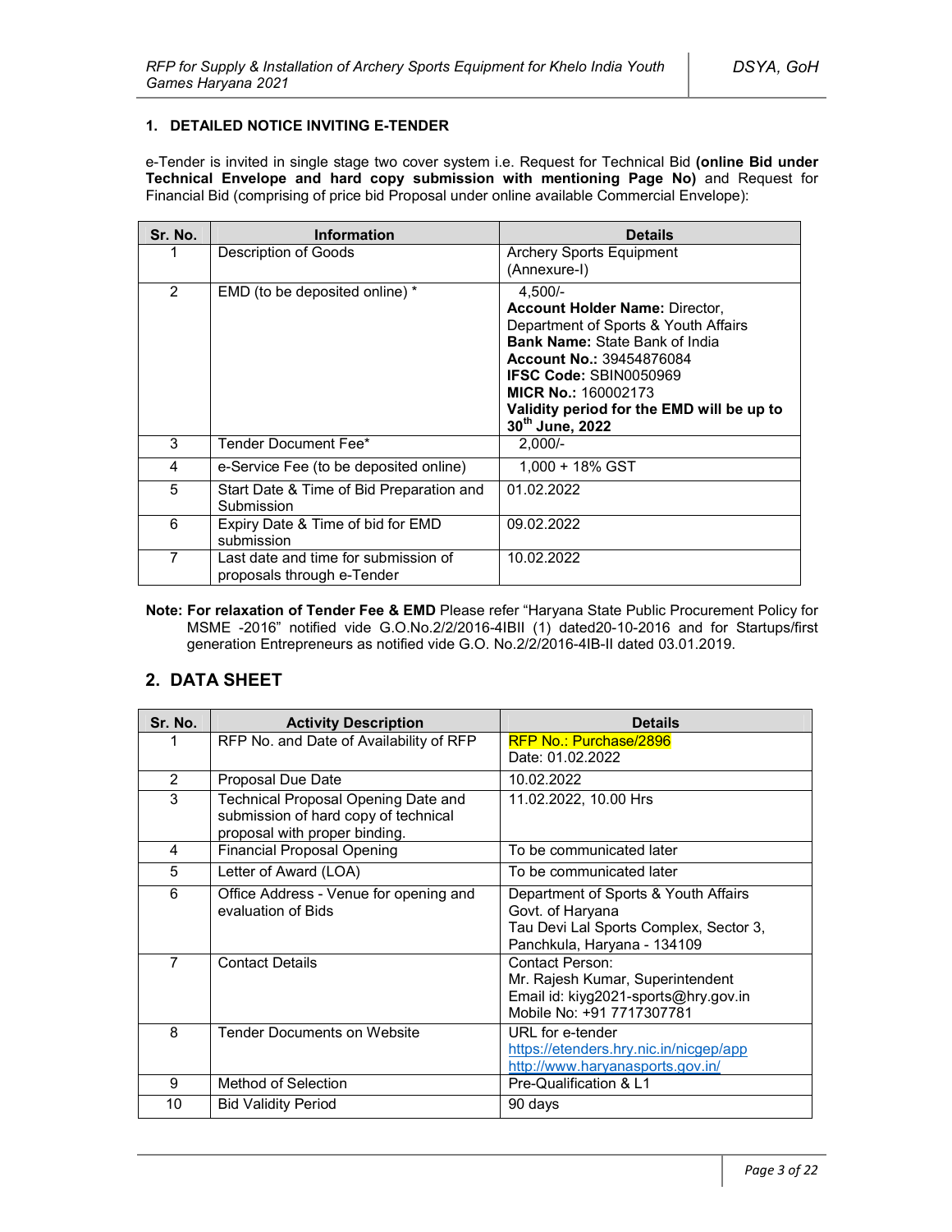### 1. DETAILED NOTICE INVITING E-TENDER

e-Tender is invited in single stage two cover system i.e. Request for Technical Bid **(online Bid under Technical Envelope and hard copy submission with mentioning Page No)** and Request for Financial Bid (comprising of price bid Proposal under online available Commercial Envelope):

| Sr. No. | Information | Details |
|---|---|---|
| 1 | Description of Goods | Archery Sports Equipment (Annexure-I) |
| 2 | EMD (to be deposited online) * | 4,500/-<br>**Account Holder Name:** Director, Department of Sports & Youth Affairs<br>**Bank Name:** State Bank of India<br>**Account No.:** 39454876084<br>**IFSC Code:** SBIN0050969<br>**MICR No.:** 160002173<br>**Validity period for the EMD will be up to 30th June, 2022** |
| 3 | Tender Document Fee* | 2,000/- |
| 4 | e-Service Fee (to be deposited online) | 1,000 + 18% GST |
| 5 | Start Date & Time of Bid Preparation and Submission | 01.02.2022 |
| 6 | Expiry Date & Time of bid for EMD submission | 09.02.2022 |
| 7 | Last date and time for submission of proposals through e-Tender | 10.02.2022 |

**Note: For relaxation of Tender Fee & EMD** Please refer "Haryana State Public Procurement Policy for MSME -2016" notified vide G.O.No.2/2/2016-4IBII (1) dated20-10-2016 and for Startups/first generation Entrepreneurs as notified vide G.O. No.2/2/2016-4IB-II dated 03.01.2019.

## 2. DATA SHEET

| Sr. No. | Activity Description | Details |
|---|---|---|
| 1 | RFP No. and Date of Availability of RFP | RFP No.: Purchase/2896<br>Date: 01.02.2022 |
| 2 | Proposal Due Date | 10.02.2022 |
| 3 | Technical Proposal Opening Date and submission of hard copy of technical proposal with proper binding. | 11.02.2022, 10.00 Hrs |
| 4 | Financial Proposal Opening | To be communicated later |
| 5 | Letter of Award (LOA) | To be communicated later |
| 6 | Office Address - Venue for opening and evaluation of Bids | Department of Sports & Youth Affairs<br>Govt. of Haryana<br>Tau Devi Lal Sports Complex, Sector 3, Panchkula, Haryana - 134109 |
| 7 | Contact Details | Contact Person:<br>Mr. Rajesh Kumar, Superintendent<br>Email id: kiyg2021-sports@hry.gov.in<br>Mobile No: +91 7717307781 |
| 8 | Tender Documents on Website | URL for e-tender<br>https://etenders.hry.nic.in/nicgep/app<br>http://www.haryanasports.gov.in/ |
| 9 | Method of Selection | Pre-Qualification & L1 |
| 10 | Bid Validity Period | 90 days |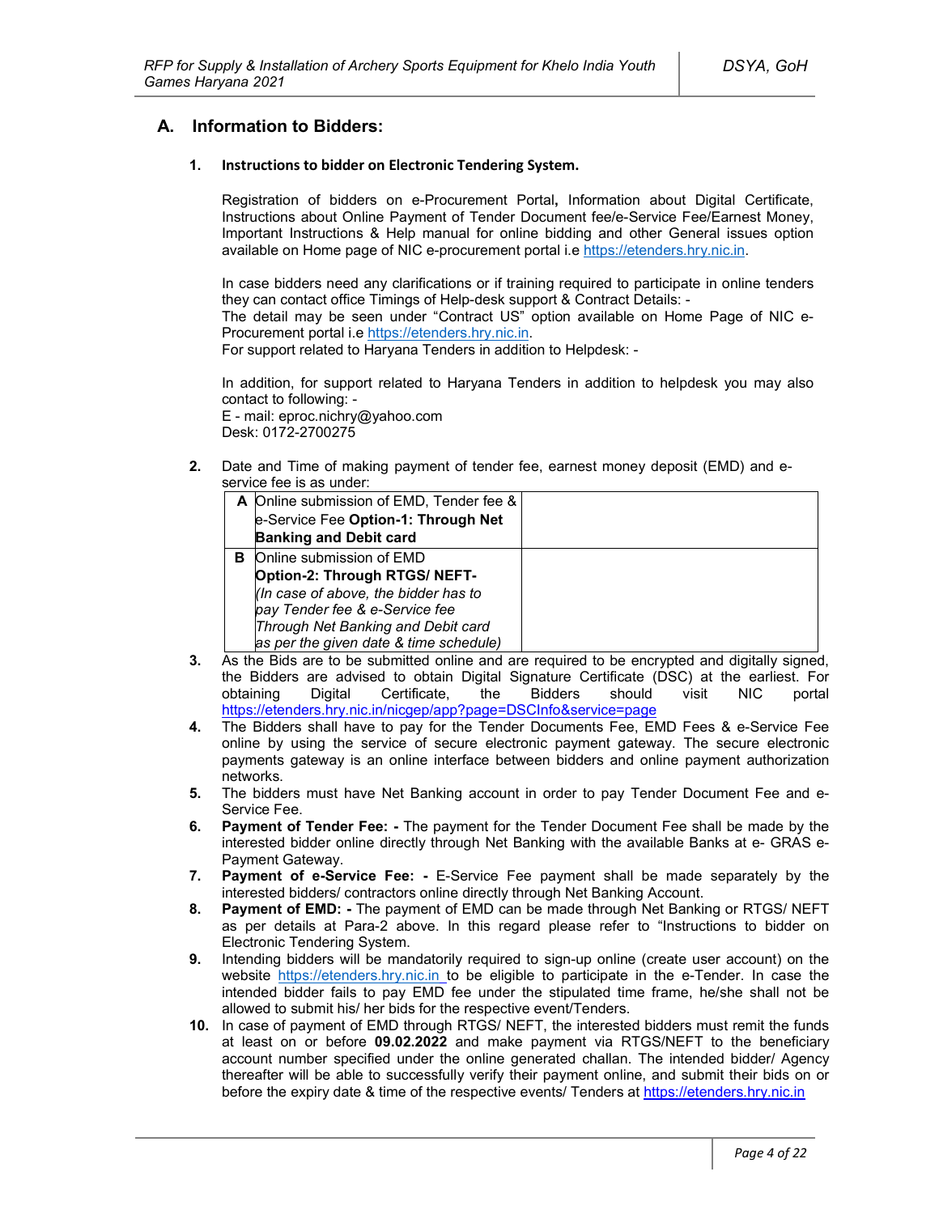## A. Information to Bidders:

### 1. Instructions to bidder on Electronic Tendering System.

Registration of bidders on e-Procurement Portal**,** Information about Digital Certificate, Instructions about Online Payment of Tender Document fee/e-Service Fee/Earnest Money, Important Instructions & Help manual for online bidding and other General issues option available on Home page of NIC e-procurement portal i.e https://etenders.hry.nic.in.

In case bidders need any clarifications or if training required to participate in online tenders they can contact office Timings of Help-desk support & Contract Details: -
The detail may be seen under "Contract US" option available on Home Page of NIC e-Procurement portal i.e https://etenders.hry.nic.in.
For support related to Haryana Tenders in addition to Helpdesk: -

In addition, for support related to Haryana Tenders in addition to helpdesk you may also contact to following: -
E - mail: eproc.nichry@yahoo.com
Desk: 0172-2700275

**2.** Date and Time of making payment of tender fee, earnest money deposit (EMD) and e-service fee is as under:

| | | |
|---|---|---|
| **A** | Online submission of EMD, Tender fee & e-Service Fee **Option-1: Through Net Banking and Debit card** | |
| **B** | Online submission of EMD **Option-2: Through RTGS/ NEFT-** *(In case of above, the bidder has to pay Tender fee & e-Service fee Through Net Banking and Debit card as per the given date & time schedule)* | |

**3.** As the Bids are to be submitted online and are required to be encrypted and digitally signed, the Bidders are advised to obtain Digital Signature Certificate (DSC) at the earliest. For obtaining Digital Certificate, the Bidders should visit NIC portal https://etenders.hry.nic.in/nicgep/app?page=DSCInfo&service=page

**4.** The Bidders shall have to pay for the Tender Documents Fee, EMD Fees & e-Service Fee online by using the service of secure electronic payment gateway. The secure electronic payments gateway is an online interface between bidders and online payment authorization networks.

**5.** The bidders must have Net Banking account in order to pay Tender Document Fee and e-Service Fee.

**6.** **Payment of Tender Fee: -** The payment for the Tender Document Fee shall be made by the interested bidder online directly through Net Banking with the available Banks at e- GRAS e-Payment Gateway.

**7.** **Payment of e-Service Fee: -** E-Service Fee payment shall be made separately by the interested bidders/ contractors online directly through Net Banking Account.

**8.** **Payment of EMD: -** The payment of EMD can be made through Net Banking or RTGS/ NEFT as per details at Para-2 above. In this regard please refer to "Instructions to bidder on Electronic Tendering System.

**9.** Intending bidders will be mandatorily required to sign-up online (create user account) on the website https://etenders.hry.nic.in to be eligible to participate in the e-Tender. In case the intended bidder fails to pay EMD fee under the stipulated time frame, he/she shall not be allowed to submit his/ her bids for the respective event/Tenders.

**10.** In case of payment of EMD through RTGS/ NEFT, the interested bidders must remit the funds at least on or before **09.02.2022** and make payment via RTGS/NEFT to the beneficiary account number specified under the online generated challan. The intended bidder/ Agency thereafter will be able to successfully verify their payment online, and submit their bids on or before the expiry date & time of the respective events/ Tenders at https://etenders.hry.nic.in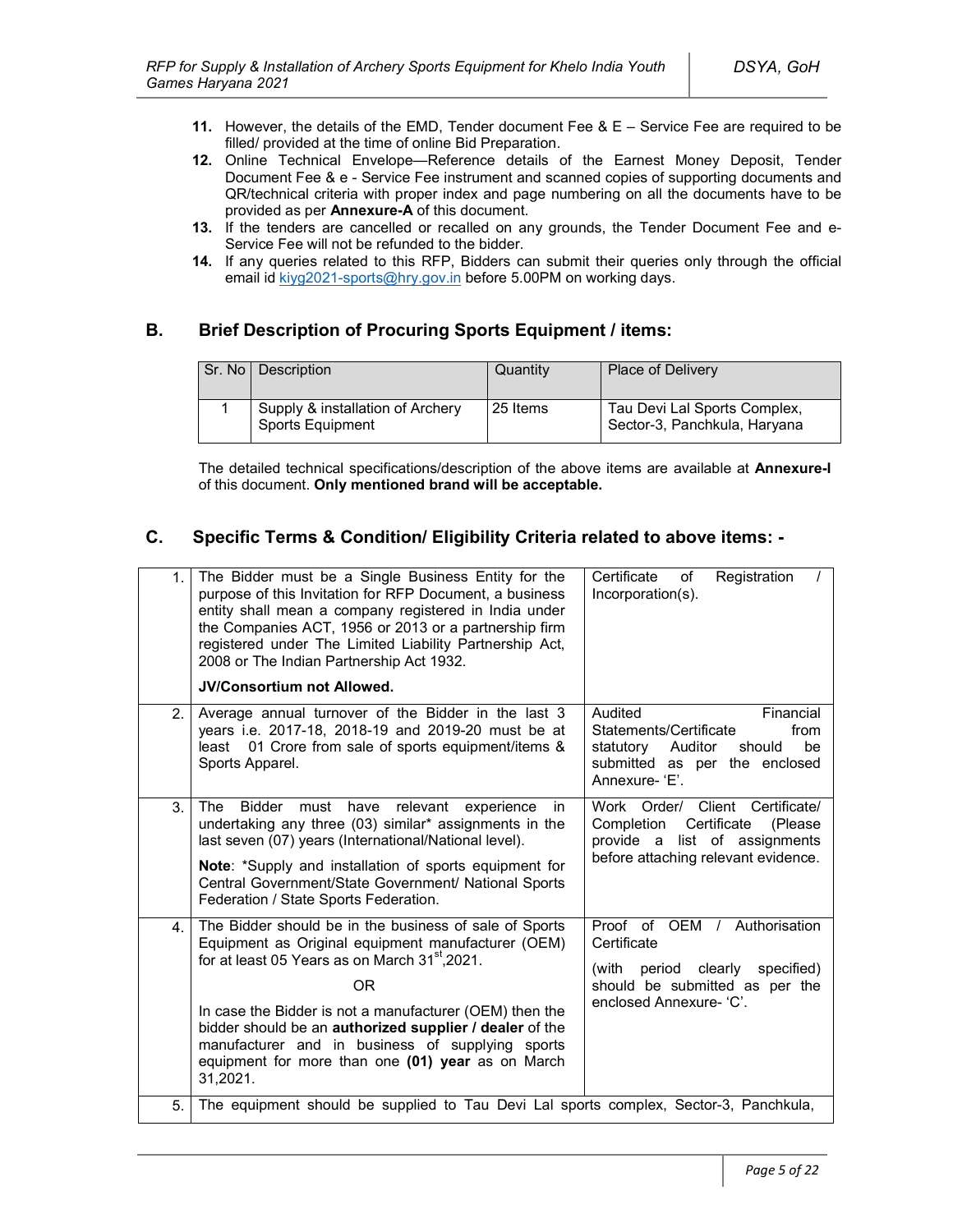11. However, the details of the EMD, Tender document Fee & E – Service Fee are required to be filled/ provided at the time of online Bid Preparation.
12. Online Technical Envelope—Reference details of the Earnest Money Deposit, Tender Document Fee & e - Service Fee instrument and scanned copies of supporting documents and QR/technical criteria with proper index and page numbering on all the documents have to be provided as per **Annexure-A** of this document.
13. If the tenders are cancelled or recalled on any grounds, the Tender Document Fee and e-Service Fee will not be refunded to the bidder.
14. If any queries related to this RFP, Bidders can submit their queries only through the official email id kiyg2021-sports@hry.gov.in before 5.00PM on working days.

## B. Brief Description of Procuring Sports Equipment / items:

| Sr. No | Description | Quantity | Place of Delivery |
|---|---|---|---|
| 1 | Supply & installation of Archery Sports Equipment | 25 Items | Tau Devi Lal Sports Complex, Sector-3, Panchkula, Haryana |

The detailed technical specifications/description of the above items are available at **Annexure-I** of this document. **Only mentioned brand will be acceptable.**

## C. Specific Terms & Condition/ Eligibility Criteria related to above items: -

| | | |
|---|---|---|
| 1. | The Bidder must be a Single Business Entity for the purpose of this Invitation for RFP Document, a business entity shall mean a company registered in India under the Companies ACT, 1956 or 2013 or a partnership firm registered under The Limited Liability Partnership Act, 2008 or The Indian Partnership Act 1932.<br><br>**JV/Consortium not Allowed.** | Certificate of Registration / Incorporation(s). |
| 2. | Average annual turnover of the Bidder in the last 3 years i.e. 2017-18, 2018-19 and 2019-20 must be at least 01 Crore from sale of sports equipment/items & Sports Apparel. | Audited Financial Statements/Certificate from statutory Auditor should be submitted as per the enclosed Annexure- 'E'. |
| 3. | The Bidder must have relevant experience in undertaking any three (03) similar* assignments in the last seven (07) years (International/National level).<br><br>**Note**: *Supply and installation of sports equipment for Central Government/State Government/ National Sports Federation / State Sports Federation. | Work Order/ Client Certificate/ Completion Certificate (Please provide a list of assignments before attaching relevant evidence. |
| 4. | The Bidder should be in the business of sale of Sports Equipment as Original equipment manufacturer (OEM) for at least 05 Years as on March 31st,2021.<br><br>OR<br><br>In case the Bidder is not a manufacturer (OEM) then the bidder should be an **authorized supplier / dealer** of the manufacturer and in business of supplying sports equipment for more than one **(01) year** as on March 31,2021. | Proof of OEM / Authorisation Certificate<br><br>(with period clearly specified) should be submitted as per the enclosed Annexure- 'C'. |
| 5. | The equipment should be supplied to Tau Devi Lal sports complex, Sector-3, Panchkula, | |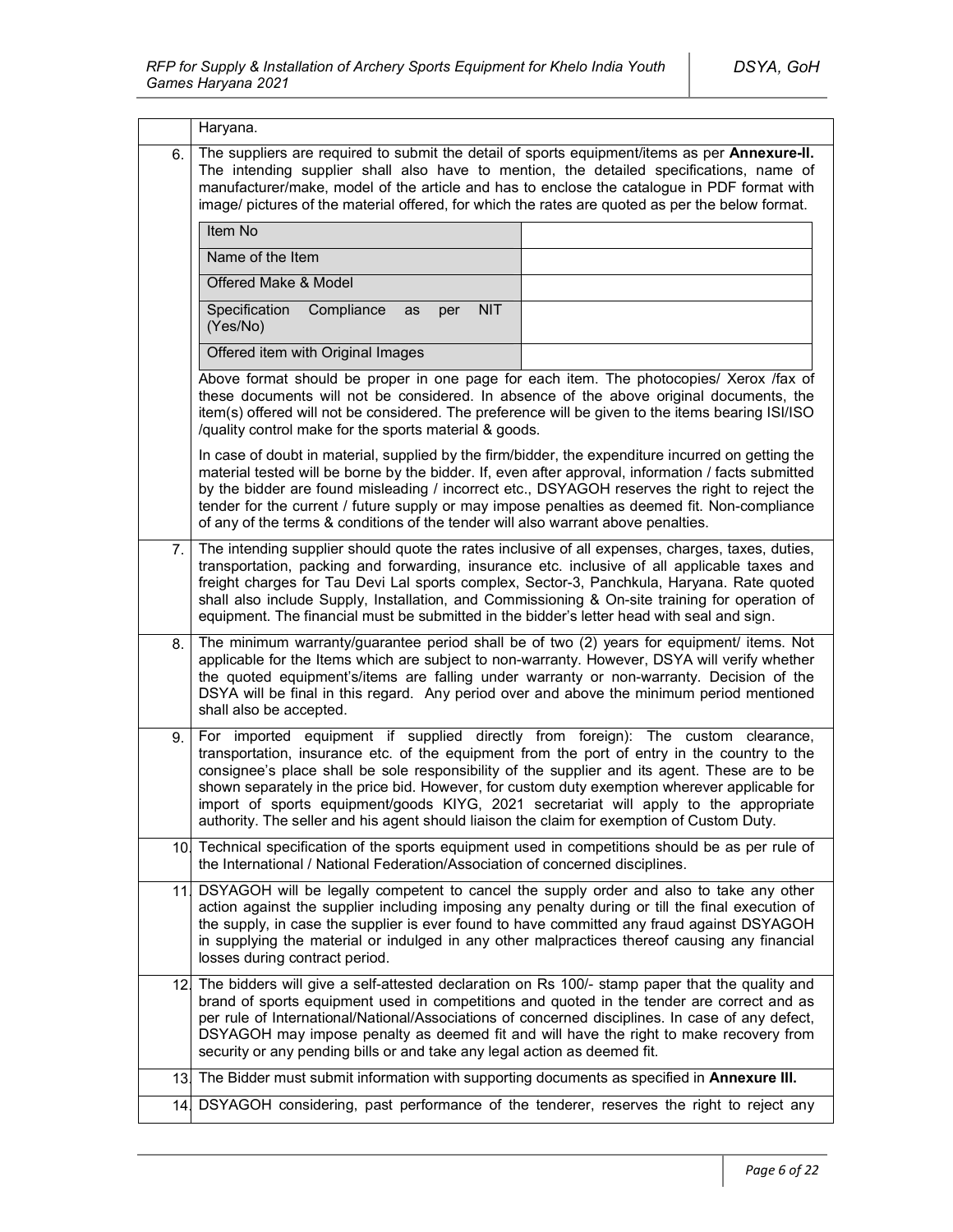| | |
|---|---|
| | Haryana. |
| 6. | The suppliers are required to submit the detail of sports equipment/items as per **Annexure-II.** The intending supplier shall also have to mention, the detailed specifications, name of manufacturer/make, model of the article and has to enclose the catalogue in PDF format with image/ pictures of the material offered, for which the rates are quoted as per the below format. |

| Item No | |
|---|---|
| Name of the Item | |
| Offered Make & Model | |
| Specification Compliance as per NIT (Yes/No) | |
| Offered item with Original Images | |

Above format should be proper in one page for each item. The photocopies/ Xerox /fax of these documents will not be considered. In absence of the above original documents, the item(s) offered will not be considered. The preference will be given to the items bearing ISI/ISO /quality control make for the sports material & goods.

In case of doubt in material, supplied by the firm/bidder, the expenditure incurred on getting the material tested will be borne by the bidder. If, even after approval, information / facts submitted by the bidder are found misleading / incorrect etc., DSYAGOH reserves the right to reject the tender for the current / future supply or may impose penalties as deemed fit. Non-compliance of any of the terms & conditions of the tender will also warrant above penalties.

| | |
|---|---|
| 7. | The intending supplier should quote the rates inclusive of all expenses, charges, taxes, duties, transportation, packing and forwarding, insurance etc. inclusive of all applicable taxes and freight charges for Tau Devi Lal sports complex, Sector-3, Panchkula, Haryana. Rate quoted shall also include Supply, Installation, and Commissioning & On-site training for operation of equipment. The financial must be submitted in the bidder's letter head with seal and sign. |
| 8. | The minimum warranty/guarantee period shall be of two (2) years for equipment/ items. Not applicable for the Items which are subject to non-warranty. However, DSYA will verify whether the quoted equipment's/items are falling under warranty or non-warranty. Decision of the DSYA will be final in this regard. Any period over and above the minimum period mentioned shall also be accepted. |
| 9. | For imported equipment if supplied directly from foreign): The custom clearance, transportation, insurance etc. of the equipment from the port of entry in the country to the consignee's place shall be sole responsibility of the supplier and its agent. These are to be shown separately in the price bid. However, for custom duty exemption wherever applicable for import of sports equipment/goods KIYG, 2021 secretariat will apply to the appropriate authority. The seller and his agent should liaison the claim for exemption of Custom Duty. |
| 10. | Technical specification of the sports equipment used in competitions should be as per rule of the International / National Federation/Association of concerned disciplines. |
| 11. | DSYAGOH will be legally competent to cancel the supply order and also to take any other action against the supplier including imposing any penalty during or till the final execution of the supply, in case the supplier is ever found to have committed any fraud against DSYAGOH in supplying the material or indulged in any other malpractices thereof causing any financial losses during contract period. |
| 12. | The bidders will give a self-attested declaration on Rs 100/- stamp paper that the quality and brand of sports equipment used in competitions and quoted in the tender are correct and as per rule of International/National/Associations of concerned disciplines. In case of any defect, DSYAGOH may impose penalty as deemed fit and will have the right to make recovery from security or any pending bills or and take any legal action as deemed fit. |
| 13. | The Bidder must submit information with supporting documents as specified in **Annexure III.** |
| 14. | DSYAGOH considering, past performance of the tenderer, reserves the right to reject any |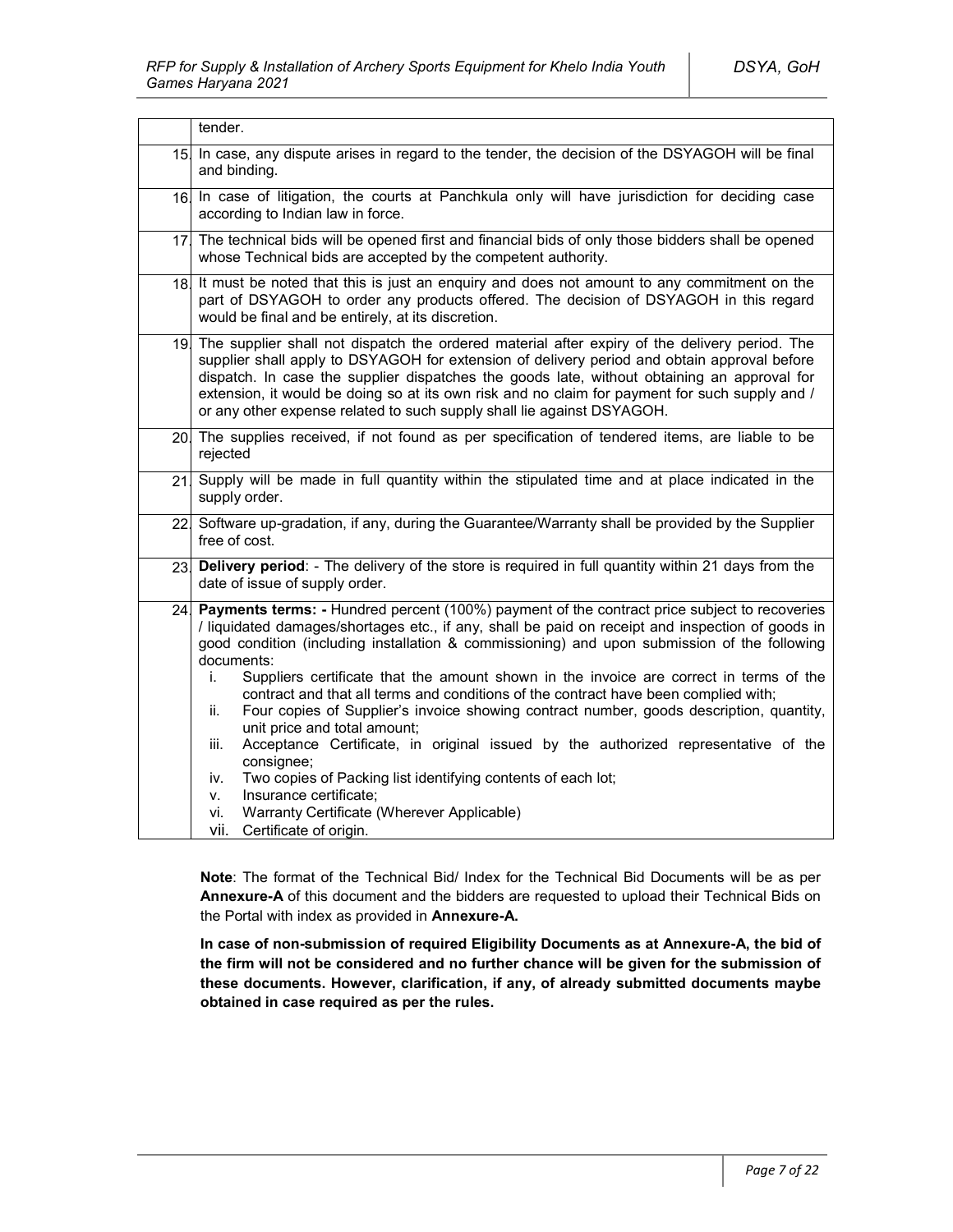|  |  |
|---|---|
|  | tender. |
| 15. | In case, any dispute arises in regard to the tender, the decision of the DSYAGOH will be final and binding. |
| 16. | In case of litigation, the courts at Panchkula only will have jurisdiction for deciding case according to Indian law in force. |
| 17. | The technical bids will be opened first and financial bids of only those bidders shall be opened whose Technical bids are accepted by the competent authority. |
| 18. | It must be noted that this is just an enquiry and does not amount to any commitment on the part of DSYAGOH to order any products offered. The decision of DSYAGOH in this regard would be final and be entirely, at its discretion. |
| 19. | The supplier shall not dispatch the ordered material after expiry of the delivery period. The supplier shall apply to DSYAGOH for extension of delivery period and obtain approval before dispatch. In case the supplier dispatches the goods late, without obtaining an approval for extension, it would be doing so at its own risk and no claim for payment for such supply and / or any other expense related to such supply shall lie against DSYAGOH. |
| 20. | The supplies received, if not found as per specification of tendered items, are liable to be rejected |
| 21. | Supply will be made in full quantity within the stipulated time and at place indicated in the supply order. |
| 22. | Software up-gradation, if any, during the Guarantee/Warranty shall be provided by the Supplier free of cost. |
| 23. | **Delivery period**: - The delivery of the store is required in full quantity within 21 days from the date of issue of supply order. |
| 24. | **Payments terms: -** Hundred percent (100%) payment of the contract price subject to recoveries / liquidated damages/shortages etc., if any, shall be paid on receipt and inspection of goods in good condition (including installation & commissioning) and upon submission of the following documents:<br>i. Suppliers certificate that the amount shown in the invoice are correct in terms of the contract and that all terms and conditions of the contract have been complied with;<br>ii. Four copies of Supplier's invoice showing contract number, goods description, quantity, unit price and total amount;<br>iii. Acceptance Certificate, in original issued by the authorized representative of the consignee;<br>iv. Two copies of Packing list identifying contents of each lot;<br>v. Insurance certificate;<br>vi. Warranty Certificate (Wherever Applicable)<br>vii. Certificate of origin. |

**Note**: The format of the Technical Bid/ Index for the Technical Bid Documents will be as per **Annexure-A** of this document and the bidders are requested to upload their Technical Bids on the Portal with index as provided in **Annexure-A.**

**In case of non-submission of required Eligibility Documents as at Annexure-A, the bid of the firm will not be considered and no further chance will be given for the submission of these documents. However, clarification, if any, of already submitted documents maybe obtained in case required as per the rules.**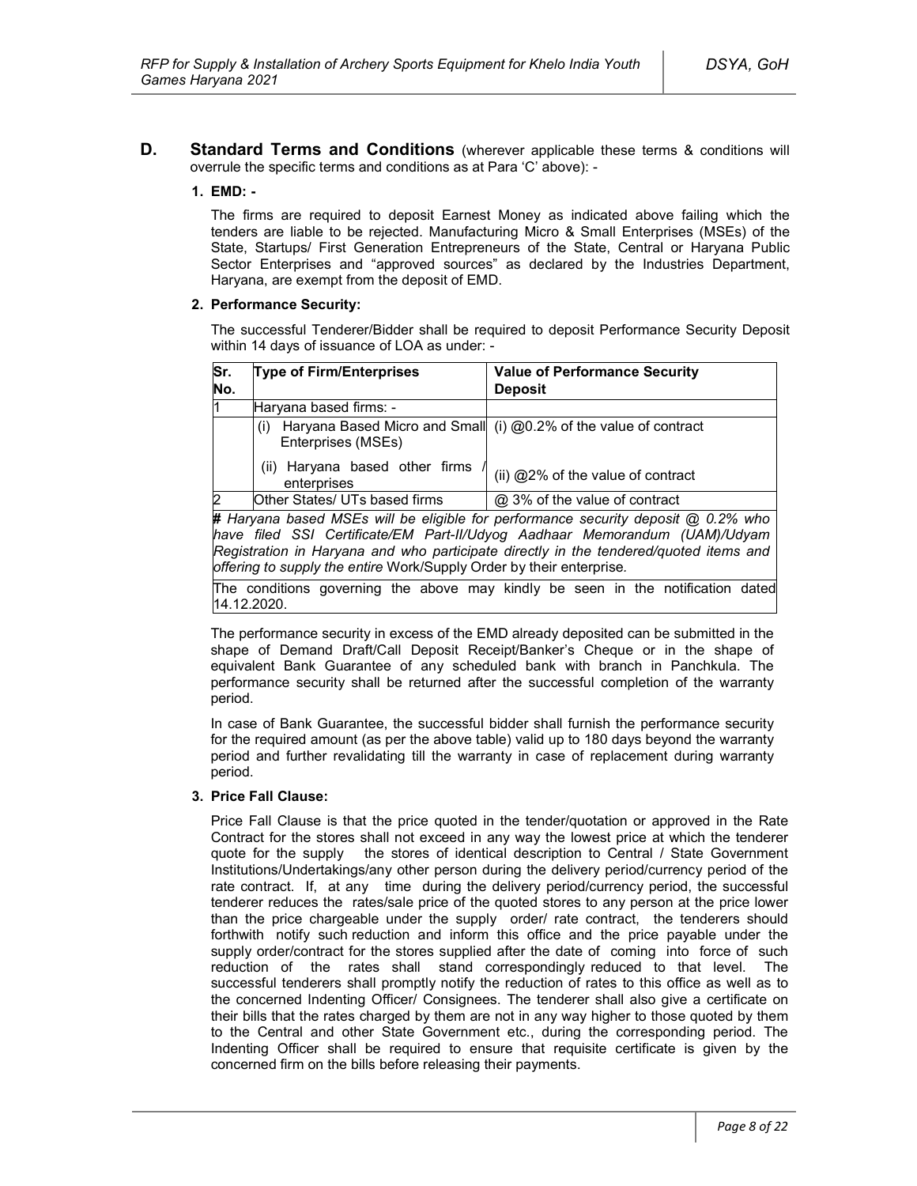## D. Standard Terms and Conditions (wherever applicable these terms & conditions will overrule the specific terms and conditions as at Para 'C' above): -

### 1. EMD: -

The firms are required to deposit Earnest Money as indicated above failing which the tenders are liable to be rejected. Manufacturing Micro & Small Enterprises (MSEs) of the State, Startups/ First Generation Entrepreneurs of the State, Central or Haryana Public Sector Enterprises and "approved sources" as declared by the Industries Department, Haryana, are exempt from the deposit of EMD.

### 2. Performance Security:

The successful Tenderer/Bidder shall be required to deposit Performance Security Deposit within 14 days of issuance of LOA as under: -

| Sr. No. | Type of Firm/Enterprises | Value of Performance Security Deposit |
|---|---|---|
| 1 | Haryana based firms: - | |
| | (i) Haryana Based Micro and Small Enterprises (MSEs) | (i) @0.2% of the value of contract |
| | (ii) Haryana based other firms / enterprises | (ii) @2% of the value of contract |
| 2 | Other States/ UTs based firms | @ 3% of the value of contract |
| ***#** Haryana based MSEs will be eligible for performance security deposit @ 0.2% who have filed SSI Certificate/EM Part-II/Udyog Aadhaar Memorandum (UAM)/Udyam Registration in Haryana and who participate directly in the tendered/quoted items and offering to supply the entire* Work/Supply Order by their enterprise. | | |
| The conditions governing the above may kindly be seen in the notification dated 14.12.2020. | | |

The performance security in excess of the EMD already deposited can be submitted in the shape of Demand Draft/Call Deposit Receipt/Banker's Cheque or in the shape of equivalent Bank Guarantee of any scheduled bank with branch in Panchkula. The performance security shall be returned after the successful completion of the warranty period.

In case of Bank Guarantee, the successful bidder shall furnish the performance security for the required amount (as per the above table) valid up to 180 days beyond the warranty period and further revalidating till the warranty in case of replacement during warranty period.

### 3. Price Fall Clause:

Price Fall Clause is that the price quoted in the tender/quotation or approved in the Rate Contract for the stores shall not exceed in any way the lowest price at which the tenderer quote for the supply the stores of identical description to Central / State Government Institutions/Undertakings/any other person during the delivery period/currency period of the rate contract. If, at any time during the delivery period/currency period, the successful tenderer reduces the rates/sale price of the quoted stores to any person at the price lower than the price chargeable under the supply order/ rate contract, the tenderers should forthwith notify such reduction and inform this office and the price payable under the supply order/contract for the stores supplied after the date of coming into force of such reduction of the rates shall stand correspondingly reduced to that level. The successful tenderers shall promptly notify the reduction of rates to this office as well as to the concerned Indenting Officer/ Consignees. The tenderer shall also give a certificate on their bills that the rates charged by them are not in any way higher to those quoted by them to the Central and other State Government etc., during the corresponding period. The Indenting Officer shall be required to ensure that requisite certificate is given by the concerned firm on the bills before releasing their payments.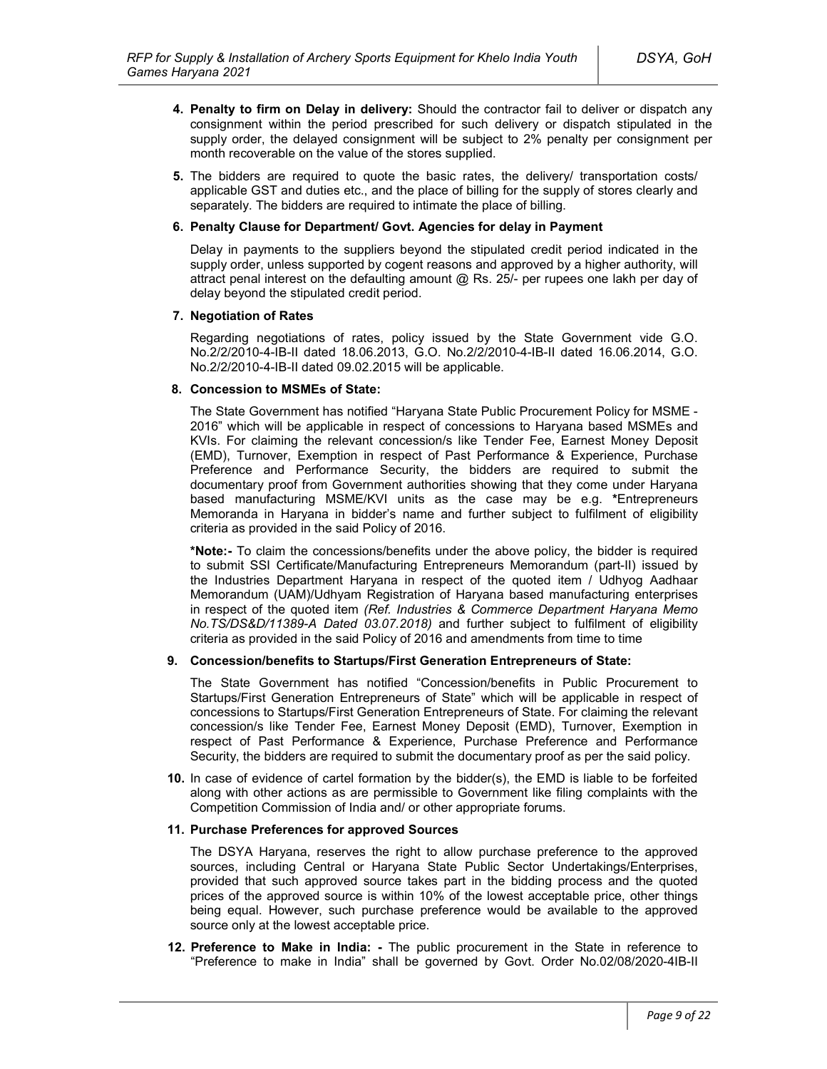4. **Penalty to firm on Delay in delivery:** Should the contractor fail to deliver or dispatch any consignment within the period prescribed for such delivery or dispatch stipulated in the supply order, the delayed consignment will be subject to 2% penalty per consignment per month recoverable on the value of the stores supplied.

5. The bidders are required to quote the basic rates, the delivery/ transportation costs/ applicable GST and duties etc., and the place of billing for the supply of stores clearly and separately. The bidders are required to intimate the place of billing.

6. **Penalty Clause for Department/ Govt. Agencies for delay in Payment**

   Delay in payments to the suppliers beyond the stipulated credit period indicated in the supply order, unless supported by cogent reasons and approved by a higher authority, will attract penal interest on the defaulting amount @ Rs. 25/- per rupees one lakh per day of delay beyond the stipulated credit period.

7. **Negotiation of Rates**

   Regarding negotiations of rates, policy issued by the State Government vide G.O. No.2/2/2010-4-IB-II dated 18.06.2013, G.O. No.2/2/2010-4-IB-II dated 16.06.2014, G.O. No.2/2/2010-4-IB-II dated 09.02.2015 will be applicable.

8. **Concession to MSMEs of State:**

   The State Government has notified "Haryana State Public Procurement Policy for MSME - 2016" which will be applicable in respect of concessions to Haryana based MSMEs and KVIs. For claiming the relevant concession/s like Tender Fee, Earnest Money Deposit (EMD), Turnover, Exemption in respect of Past Performance & Experience, Purchase Preference and Performance Security, the bidders are required to submit the documentary proof from Government authorities showing that they come under Haryana based manufacturing MSME/KVI units as the case may be e.g. **\***Entrepreneurs Memoranda in Haryana in bidder's name and further subject to fulfilment of eligibility criteria as provided in the said Policy of 2016.

   **\*Note:-** To claim the concessions/benefits under the above policy, the bidder is required to submit SSI Certificate/Manufacturing Entrepreneurs Memorandum (part-II) issued by the Industries Department Haryana in respect of the quoted item / Udhyog Aadhaar Memorandum (UAM)/Udhyam Registration of Haryana based manufacturing enterprises in respect of the quoted item *(Ref. Industries & Commerce Department Haryana Memo No.TS/DS&D/11389-A Dated 03.07.2018)* and further subject to fulfilment of eligibility criteria as provided in the said Policy of 2016 and amendments from time to time

9. **Concession/benefits to Startups/First Generation Entrepreneurs of State:**

   The State Government has notified "Concession/benefits in Public Procurement to Startups/First Generation Entrepreneurs of State" which will be applicable in respect of concessions to Startups/First Generation Entrepreneurs of State. For claiming the relevant concession/s like Tender Fee, Earnest Money Deposit (EMD), Turnover, Exemption in respect of Past Performance & Experience, Purchase Preference and Performance Security, the bidders are required to submit the documentary proof as per the said policy.

10. In case of evidence of cartel formation by the bidder(s), the EMD is liable to be forfeited along with other actions as are permissible to Government like filing complaints with the Competition Commission of India and/ or other appropriate forums.

11. **Purchase Preferences for approved Sources**

    The DSYA Haryana, reserves the right to allow purchase preference to the approved sources, including Central or Haryana State Public Sector Undertakings/Enterprises, provided that such approved source takes part in the bidding process and the quoted prices of the approved source is within 10% of the lowest acceptable price, other things being equal. However, such purchase preference would be available to the approved source only at the lowest acceptable price.

12. **Preference to Make in India: -** The public procurement in the State in reference to "Preference to make in India" shall be governed by Govt. Order No.02/08/2020-4IB-II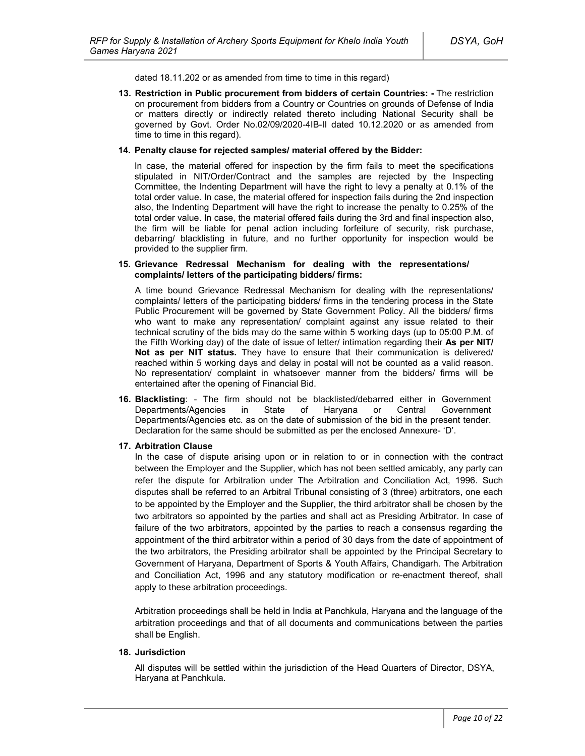dated 18.11.202 or as amended from time to time in this regard)

13. **Restriction in Public procurement from bidders of certain Countries: -** The restriction on procurement from bidders from a Country or Countries on grounds of Defense of India or matters directly or indirectly related thereto including National Security shall be governed by Govt. Order No.02/09/2020-4IB-II dated 10.12.2020 or as amended from time to time in this regard).

14. **Penalty clause for rejected samples/ material offered by the Bidder:**

    In case, the material offered for inspection by the firm fails to meet the specifications stipulated in NIT/Order/Contract and the samples are rejected by the Inspecting Committee, the Indenting Department will have the right to levy a penalty at 0.1% of the total order value. In case, the material offered for inspection fails during the 2nd inspection also, the Indenting Department will have the right to increase the penalty to 0.25% of the total order value. In case, the material offered fails during the 3rd and final inspection also, the firm will be liable for penal action including forfeiture of security, risk purchase, debarring/ blacklisting in future, and no further opportunity for inspection would be provided to the supplier firm.

15. **Grievance Redressal Mechanism for dealing with the representations/ complaints/ letters of the participating bidders/ firms:**

    A time bound Grievance Redressal Mechanism for dealing with the representations/ complaints/ letters of the participating bidders/ firms in the tendering process in the State Public Procurement will be governed by State Government Policy. All the bidders/ firms who want to make any representation/ complaint against any issue related to their technical scrutiny of the bids may do the same within 5 working days (up to 05:00 P.M. of the Fifth Working day) of the date of issue of letter/ intimation regarding their **As per NIT/ Not as per NIT status.** They have to ensure that their communication is delivered/ reached within 5 working days and delay in postal will not be counted as a valid reason. No representation/ complaint in whatsoever manner from the bidders/ firms will be entertained after the opening of Financial Bid.

16. **Blacklisting**: - The firm should not be blacklisted/debarred either in Government Departments/Agencies in State of Haryana or Central Government Departments/Agencies etc. as on the date of submission of the bid in the present tender. Declaration for the same should be submitted as per the enclosed Annexure- 'D'.

17. **Arbitration Clause**

    In the case of dispute arising upon or in relation to or in connection with the contract between the Employer and the Supplier, which has not been settled amicably, any party can refer the dispute for Arbitration under The Arbitration and Conciliation Act, 1996. Such disputes shall be referred to an Arbitral Tribunal consisting of 3 (three) arbitrators, one each to be appointed by the Employer and the Supplier, the third arbitrator shall be chosen by the two arbitrators so appointed by the parties and shall act as Presiding Arbitrator. In case of failure of the two arbitrators, appointed by the parties to reach a consensus regarding the appointment of the third arbitrator within a period of 30 days from the date of appointment of the two arbitrators, the Presiding arbitrator shall be appointed by the Principal Secretary to Government of Haryana, Department of Sports & Youth Affairs, Chandigarh. The Arbitration and Conciliation Act, 1996 and any statutory modification or re-enactment thereof, shall apply to these arbitration proceedings.

    Arbitration proceedings shall be held in India at Panchkula, Haryana and the language of the arbitration proceedings and that of all documents and communications between the parties shall be English.

18. **Jurisdiction**

    All disputes will be settled within the jurisdiction of the Head Quarters of Director, DSYA, Haryana at Panchkula.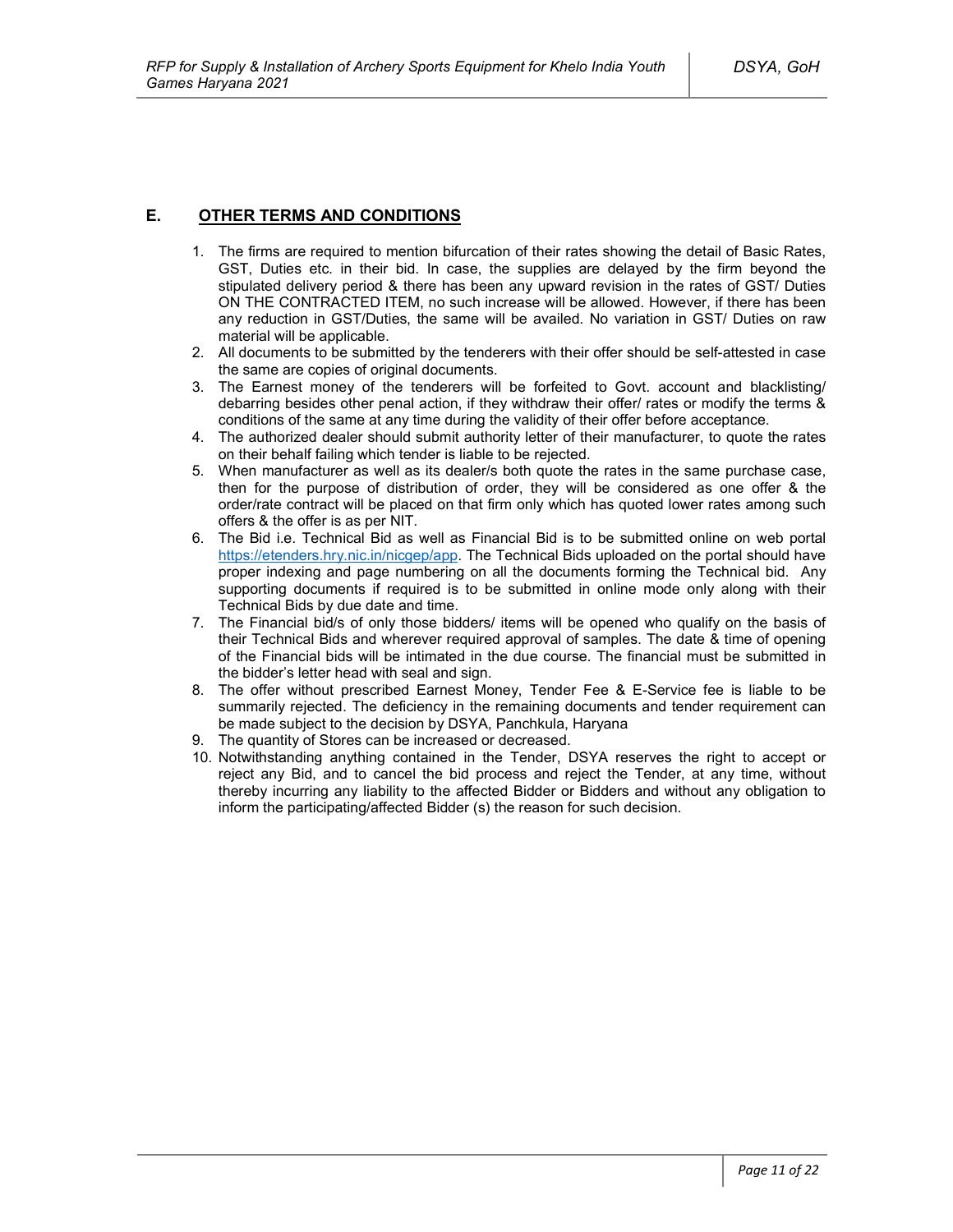## E. OTHER TERMS AND CONDITIONS

1. The firms are required to mention bifurcation of their rates showing the detail of Basic Rates, GST, Duties etc. in their bid. In case, the supplies are delayed by the firm beyond the stipulated delivery period & there has been any upward revision in the rates of GST/ Duties ON THE CONTRACTED ITEM, no such increase will be allowed. However, if there has been any reduction in GST/Duties, the same will be availed. No variation in GST/ Duties on raw material will be applicable.
2. All documents to be submitted by the tenderers with their offer should be self-attested in case the same are copies of original documents.
3. The Earnest money of the tenderers will be forfeited to Govt. account and blacklisting/ debarring besides other penal action, if they withdraw their offer/ rates or modify the terms & conditions of the same at any time during the validity of their offer before acceptance.
4. The authorized dealer should submit authority letter of their manufacturer, to quote the rates on their behalf failing which tender is liable to be rejected.
5. When manufacturer as well as its dealer/s both quote the rates in the same purchase case, then for the purpose of distribution of order, they will be considered as one offer & the order/rate contract will be placed on that firm only which has quoted lower rates among such offers & the offer is as per NIT.
6. The Bid i.e. Technical Bid as well as Financial Bid is to be submitted online on web portal https://etenders.hry.nic.in/nicgep/app. The Technical Bids uploaded on the portal should have proper indexing and page numbering on all the documents forming the Technical bid. Any supporting documents if required is to be submitted in online mode only along with their Technical Bids by due date and time.
7. The Financial bid/s of only those bidders/ items will be opened who qualify on the basis of their Technical Bids and wherever required approval of samples. The date & time of opening of the Financial bids will be intimated in the due course. The financial must be submitted in the bidder's letter head with seal and sign.
8. The offer without prescribed Earnest Money, Tender Fee & E-Service fee is liable to be summarily rejected. The deficiency in the remaining documents and tender requirement can be made subject to the decision by DSYA, Panchkula, Haryana
9. The quantity of Stores can be increased or decreased.
10. Notwithstanding anything contained in the Tender, DSYA reserves the right to accept or reject any Bid, and to cancel the bid process and reject the Tender, at any time, without thereby incurring any liability to the affected Bidder or Bidders and without any obligation to inform the participating/affected Bidder (s) the reason for such decision.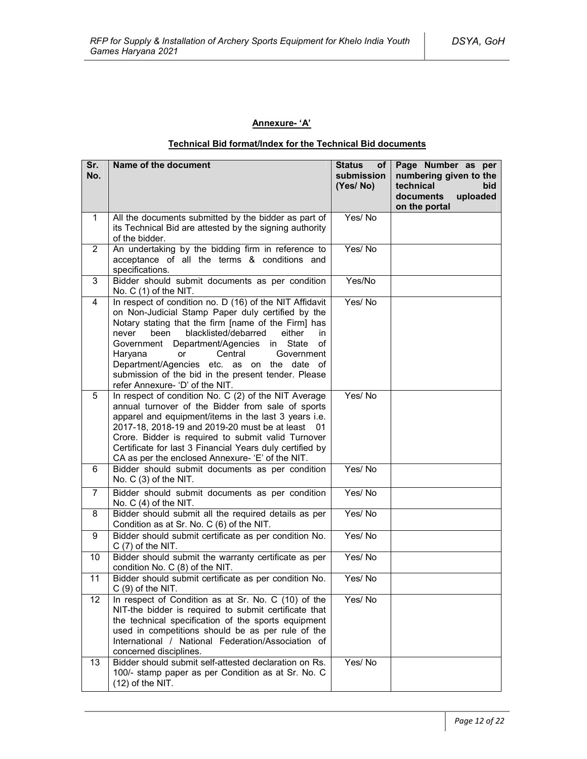**Annexure- 'A'**

**Technical Bid format/Index for the Technical Bid documents**

| Sr. No. | Name of the document | Status of submission (Yes/ No) | Page Number as per numbering given to the technical bid documents uploaded on the portal |
|---|---|---|---|
| 1 | All the documents submitted by the bidder as part of its Technical Bid are attested by the signing authority of the bidder. | Yes/ No | |
| 2 | An undertaking by the bidding firm in reference to acceptance of all the terms & conditions and specifications. | Yes/ No | |
| 3 | Bidder should submit documents as per condition No. C (1) of the NIT. | Yes/No | |
| 4 | In respect of condition no. D (16) of the NIT Affidavit on Non-Judicial Stamp Paper duly certified by the Notary stating that the firm [name of the Firm] has never been blacklisted/debarred either in Government Department/Agencies in State of Haryana or Central Government Department/Agencies etc. as on the date of submission of the bid in the present tender. Please refer Annexure- 'D' of the NIT. | Yes/ No | |
| 5 | In respect of condition No. C (2) of the NIT Average annual turnover of the Bidder from sale of sports apparel and equipment/items in the last 3 years i.e. 2017-18, 2018-19 and 2019-20 must be at least 01 Crore. Bidder is required to submit valid Turnover Certificate for last 3 Financial Years duly certified by CA as per the enclosed Annexure- 'E' of the NIT. | Yes/ No | |
| 6 | Bidder should submit documents as per condition No. C (3) of the NIT. | Yes/ No | |
| 7 | Bidder should submit documents as per condition No. C (4) of the NIT. | Yes/ No | |
| 8 | Bidder should submit all the required details as per Condition as at Sr. No. C (6) of the NIT. | Yes/ No | |
| 9 | Bidder should submit certificate as per condition No. C (7) of the NIT. | Yes/ No | |
| 10 | Bidder should submit the warranty certificate as per condition No. C (8) of the NIT. | Yes/ No | |
| 11 | Bidder should submit certificate as per condition No. C (9) of the NIT. | Yes/ No | |
| 12 | In respect of Condition as at Sr. No. C (10) of the NIT-the bidder is required to submit certificate that the technical specification of the sports equipment used in competitions should be as per rule of the International / National Federation/Association of concerned disciplines. | Yes/ No | |
| 13 | Bidder should submit self-attested declaration on Rs. 100/- stamp paper as per Condition as at Sr. No. C (12) of the NIT. | Yes/ No | |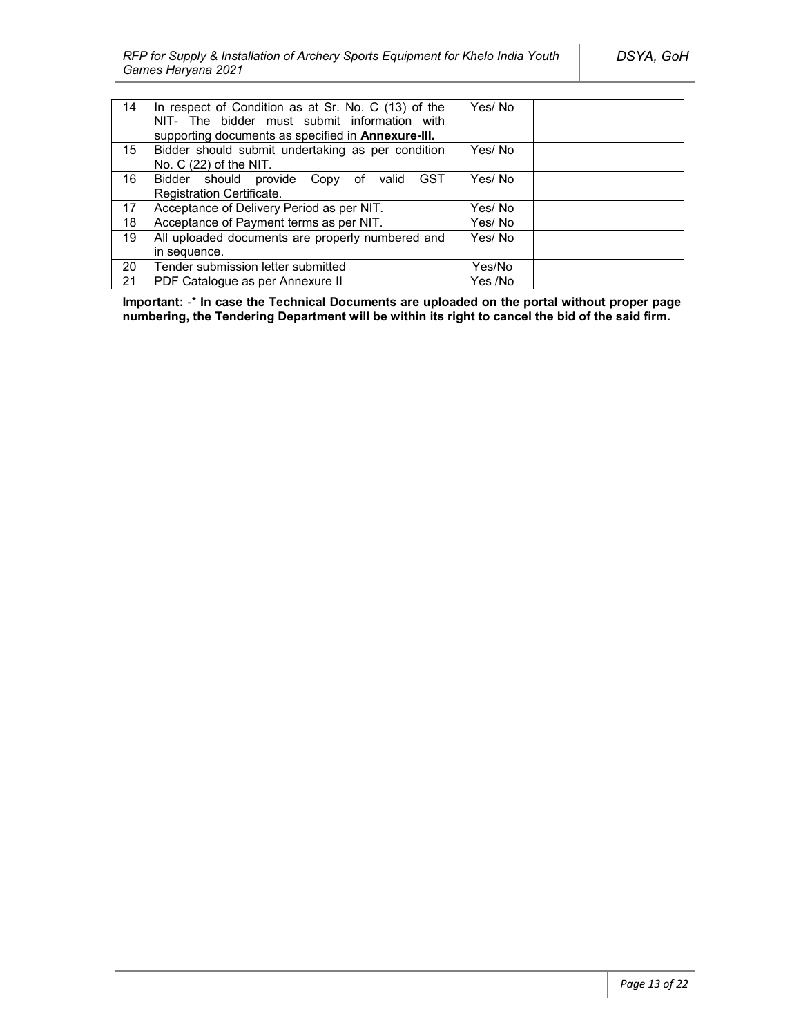| 14 | In respect of Condition as at Sr. No. C (13) of the NIT- The bidder must submit information with supporting documents as specified in **Annexure-III.** | Yes/ No | |
|---|---|---|---|
| 15 | Bidder should submit undertaking as per condition No. C (22) of the NIT. | Yes/ No | |
| 16 | Bidder should provide Copy of valid GST Registration Certificate. | Yes/ No | |
| 17 | Acceptance of Delivery Period as per NIT. | Yes/ No | |
| 18 | Acceptance of Payment terms as per NIT. | Yes/ No | |
| 19 | All uploaded documents are properly numbered and in sequence. | Yes/ No | |
| 20 | Tender submission letter submitted | Yes/No | |
| 21 | PDF Catalogue as per Annexure II | Yes /No | |

**Important:** -* **In case the Technical Documents are uploaded on the portal without proper page numbering, the Tendering Department will be within its right to cancel the bid of the said firm.**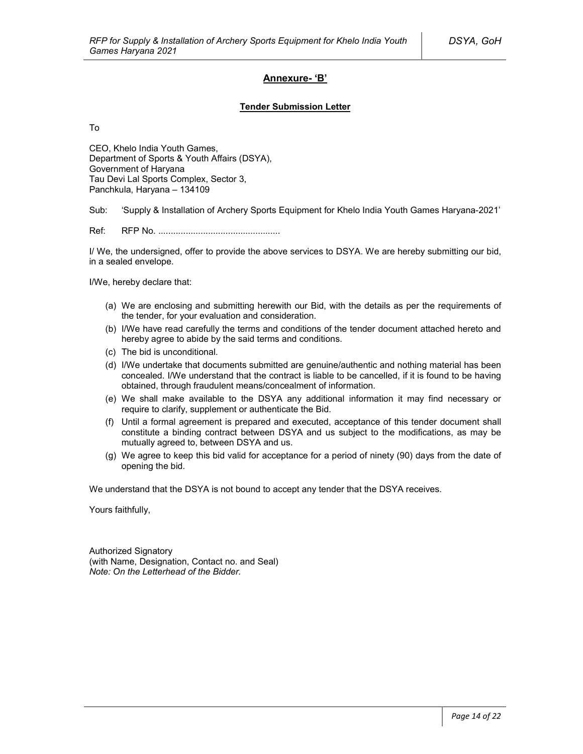## Annexure- 'B'

### Tender Submission Letter

To

CEO, Khelo India Youth Games,
Department of Sports & Youth Affairs (DSYA),
Government of Haryana
Tau Devi Lal Sports Complex, Sector 3,
Panchkula, Haryana – 134109

Sub: 'Supply & Installation of Archery Sports Equipment for Khelo India Youth Games Haryana-2021'

Ref: RFP No. ................................................

I/ We, the undersigned, offer to provide the above services to DSYA. We are hereby submitting our bid, in a sealed envelope.

I/We, hereby declare that:

(a) We are enclosing and submitting herewith our Bid, with the details as per the requirements of the tender, for your evaluation and consideration.
(b) I/We have read carefully the terms and conditions of the tender document attached hereto and hereby agree to abide by the said terms and conditions.
(c) The bid is unconditional.
(d) I/We undertake that documents submitted are genuine/authentic and nothing material has been concealed. I/We understand that the contract is liable to be cancelled, if it is found to be having obtained, through fraudulent means/concealment of information.
(e) We shall make available to the DSYA any additional information it may find necessary or require to clarify, supplement or authenticate the Bid.
(f) Until a formal agreement is prepared and executed, acceptance of this tender document shall constitute a binding contract between DSYA and us subject to the modifications, as may be mutually agreed to, between DSYA and us.
(g) We agree to keep this bid valid for acceptance for a period of ninety (90) days from the date of opening the bid.

We understand that the DSYA is not bound to accept any tender that the DSYA receives.

Yours faithfully,

Authorized Signatory
(with Name, Designation, Contact no. and Seal)
*Note: On the Letterhead of the Bidder.*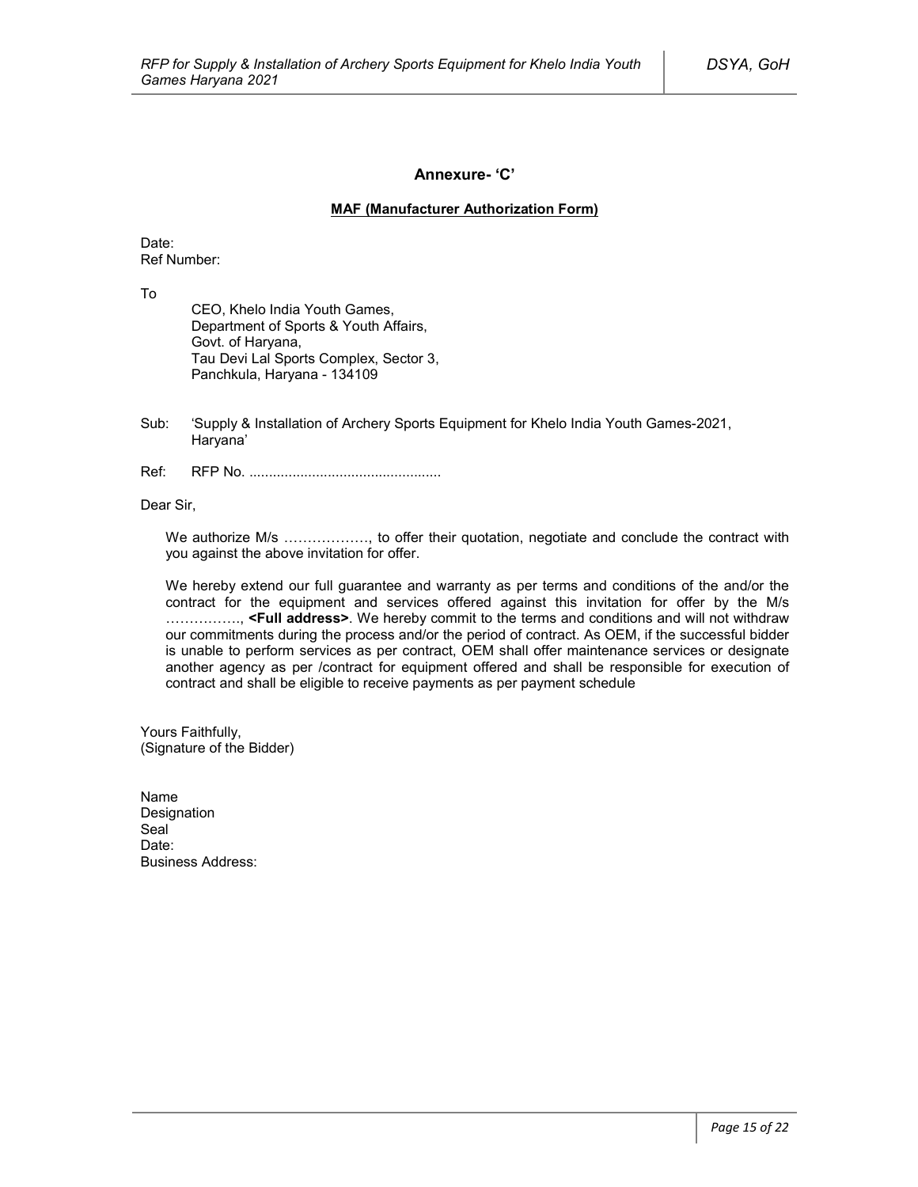## Annexure- 'C'

**MAF (Manufacturer Authorization Form)**

Date:
Ref Number:

To

CEO, Khelo India Youth Games,
Department of Sports & Youth Affairs,
Govt. of Haryana,
Tau Devi Lal Sports Complex, Sector 3,
Panchkula, Haryana - 134109

Sub: 'Supply & Installation of Archery Sports Equipment for Khelo India Youth Games-2021, Haryana'

Ref: RFP No. .................................................

Dear Sir,

We authorize M/s ………………, to offer their quotation, negotiate and conclude the contract with you against the above invitation for offer.

We hereby extend our full guarantee and warranty as per terms and conditions of the and/or the contract for the equipment and services offered against this invitation for offer by the M/s ……………., **<Full address>**. We hereby commit to the terms and conditions and will not withdraw our commitments during the process and/or the period of contract. As OEM, if the successful bidder is unable to perform services as per contract, OEM shall offer maintenance services or designate another agency as per /contract for equipment offered and shall be responsible for execution of contract and shall be eligible to receive payments as per payment schedule

Yours Faithfully,
(Signature of the Bidder)

Name
Designation
Seal
Date:
Business Address: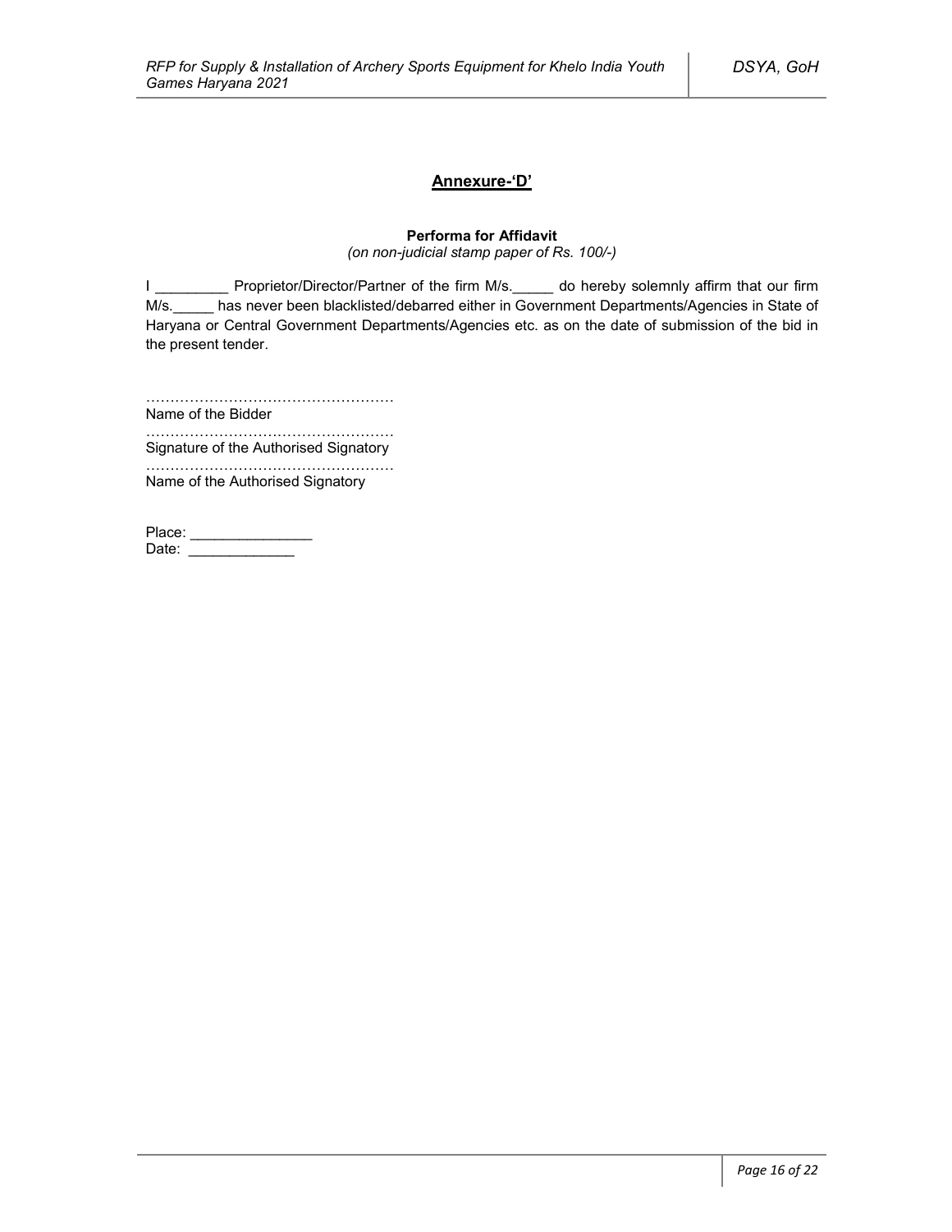## Annexure-'D'

**Performa for Affidavit**

*(on non-judicial stamp paper of Rs. 100/-)*

I _________ Proprietor/Director/Partner of the firm M/s._____ do hereby solemnly affirm that our firm M/s._____ has never been blacklisted/debarred either in Government Departments/Agencies in State of Haryana or Central Government Departments/Agencies etc. as on the date of submission of the bid in the present tender.

……………………………………………
Name of the Bidder

……………………………………………
Signature of the Authorised Signatory

……………………………………………
Name of the Authorised Signatory

Place: _______________

Date: _____________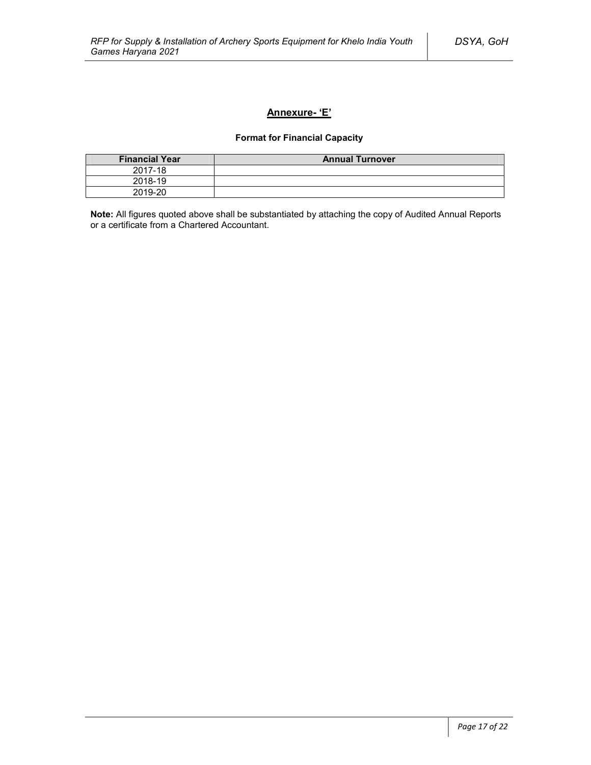## Annexure- 'E'

**Format for Financial Capacity**

| Financial Year | Annual Turnover |
|---|---|
| 2017-18 | |
| 2018-19 | |
| 2019-20 | |

**Note:** All figures quoted above shall be substantiated by attaching the copy of Audited Annual Reports or a certificate from a Chartered Accountant.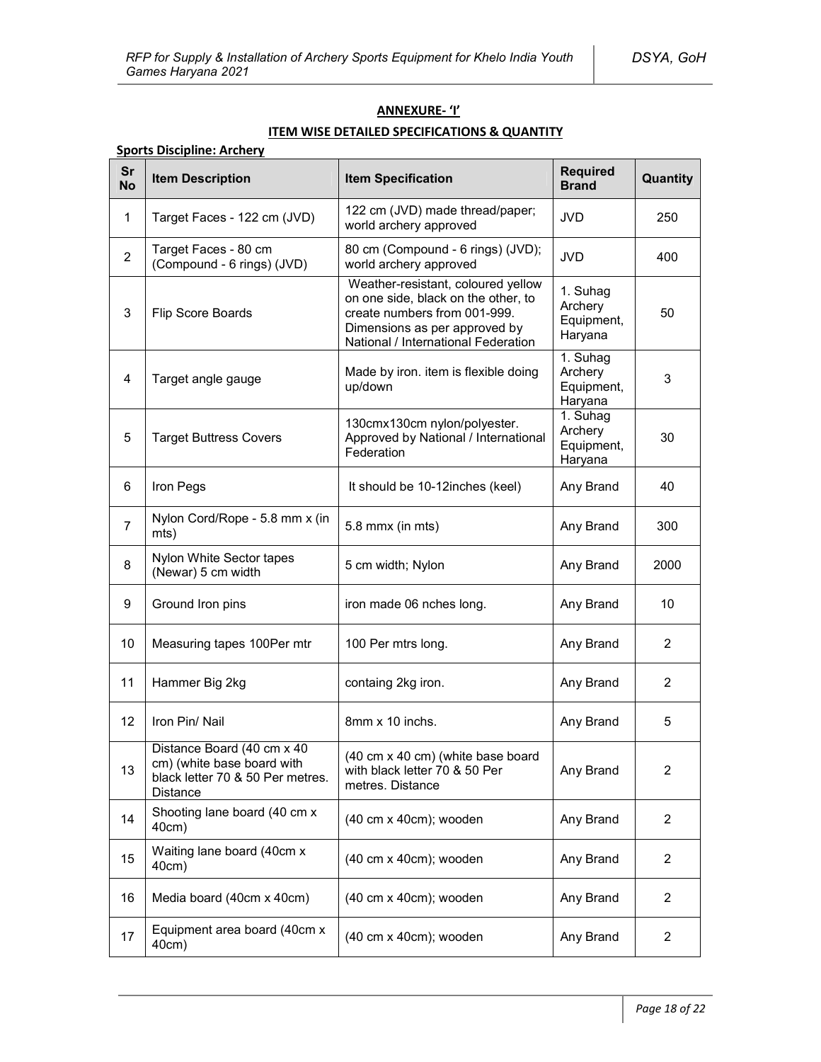**ANNEXURE- 'I'**

**ITEM WISE DETAILED SPECIFICATIONS & QUANTITY**

**Sports Discipline: Archery**

| Sr No | Item Description | Item Specification | Required Brand | Quantity |
|---|---|---|---|---|
| 1 | Target Faces - 122 cm (JVD) | 122 cm (JVD) made thread/paper; world archery approved | JVD | 250 |
| 2 | Target Faces - 80 cm (Compound - 6 rings) (JVD) | 80 cm (Compound - 6 rings) (JVD); world archery approved | JVD | 400 |
| 3 | Flip Score Boards | Weather-resistant, coloured yellow on one side, black on the other, to create numbers from 001-999. Dimensions as per approved by National / International Federation | 1. Suhag Archery Equipment, Haryana | 50 |
| 4 | Target angle gauge | Made by iron. item is flexible doing up/down | 1. Suhag Archery Equipment, Haryana | 3 |
| 5 | Target Buttress Covers | 130cmx130cm nylon/polyester. Approved by National / International Federation | 1. Suhag Archery Equipment, Haryana | 30 |
| 6 | Iron Pegs | It should be 10-12inches (keel) | Any Brand | 40 |
| 7 | Nylon Cord/Rope - 5.8 mm x (in mts) | 5.8 mmx (in mts) | Any Brand | 300 |
| 8 | Nylon White Sector tapes (Newar) 5 cm width | 5 cm width; Nylon | Any Brand | 2000 |
| 9 | Ground Iron pins | iron made 06 nches long. | Any Brand | 10 |
| 10 | Measuring tapes 100Per mtr | 100 Per mtrs long. | Any Brand | 2 |
| 11 | Hammer Big 2kg | containg 2kg iron. | Any Brand | 2 |
| 12 | Iron Pin/ Nail | 8mm x 10 inchs. | Any Brand | 5 |
| 13 | Distance Board (40 cm x 40 cm) (white base board with black letter 70 & 50 Per metres. Distance | (40 cm x 40 cm) (white base board with black letter 70 & 50 Per metres. Distance | Any Brand | 2 |
| 14 | Shooting lane board (40 cm x 40cm) | (40 cm x 40cm); wooden | Any Brand | 2 |
| 15 | Waiting lane board (40cm x 40cm) | (40 cm x 40cm); wooden | Any Brand | 2 |
| 16 | Media board (40cm x 40cm) | (40 cm x 40cm); wooden | Any Brand | 2 |
| 17 | Equipment area board (40cm x 40cm) | (40 cm x 40cm); wooden | Any Brand | 2 |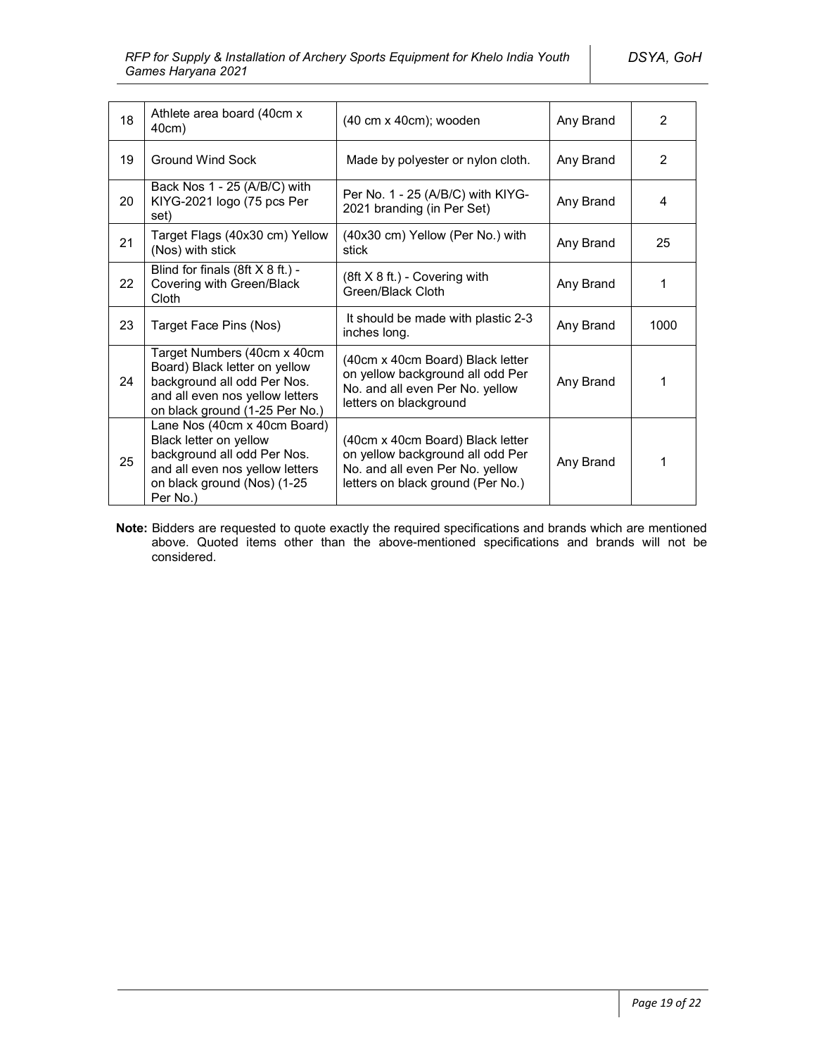| 18 | Athlete area board (40cm x 40cm) | (40 cm x 40cm); wooden | Any Brand | 2 |
|---|---|---|---|---|
| 19 | Ground Wind Sock | Made by polyester or nylon cloth. | Any Brand | 2 |
| 20 | Back Nos 1 - 25 (A/B/C) with KIYG-2021 logo (75 pcs Per set) | Per No. 1 - 25 (A/B/C) with KIYG-2021 branding (in Per Set) | Any Brand | 4 |
| 21 | Target Flags (40x30 cm) Yellow (Nos) with stick | (40x30 cm) Yellow (Per No.) with stick | Any Brand | 25 |
| 22 | Blind for finals (8ft X 8 ft.) - Covering with Green/Black Cloth | (8ft X 8 ft.) - Covering with Green/Black Cloth | Any Brand | 1 |
| 23 | Target Face Pins (Nos) | It should be made with plastic 2-3 inches long. | Any Brand | 1000 |
| 24 | Target Numbers (40cm x 40cm Board) Black letter on yellow background all odd Per Nos. and all even nos yellow letters on black ground (1-25 Per No.) | (40cm x 40cm Board) Black letter on yellow background all odd Per No. and all even Per No. yellow letters on blackground | Any Brand | 1 |
| 25 | Lane Nos (40cm x 40cm Board) Black letter on yellow background all odd Per Nos. and all even nos yellow letters on black ground (Nos) (1-25 Per No.) | (40cm x 40cm Board) Black letter on yellow background all odd Per No. and all even Per No. yellow letters on black ground (Per No.) | Any Brand | 1 |

**Note:** Bidders are requested to quote exactly the required specifications and brands which are mentioned above. Quoted items other than the above-mentioned specifications and brands will not be considered.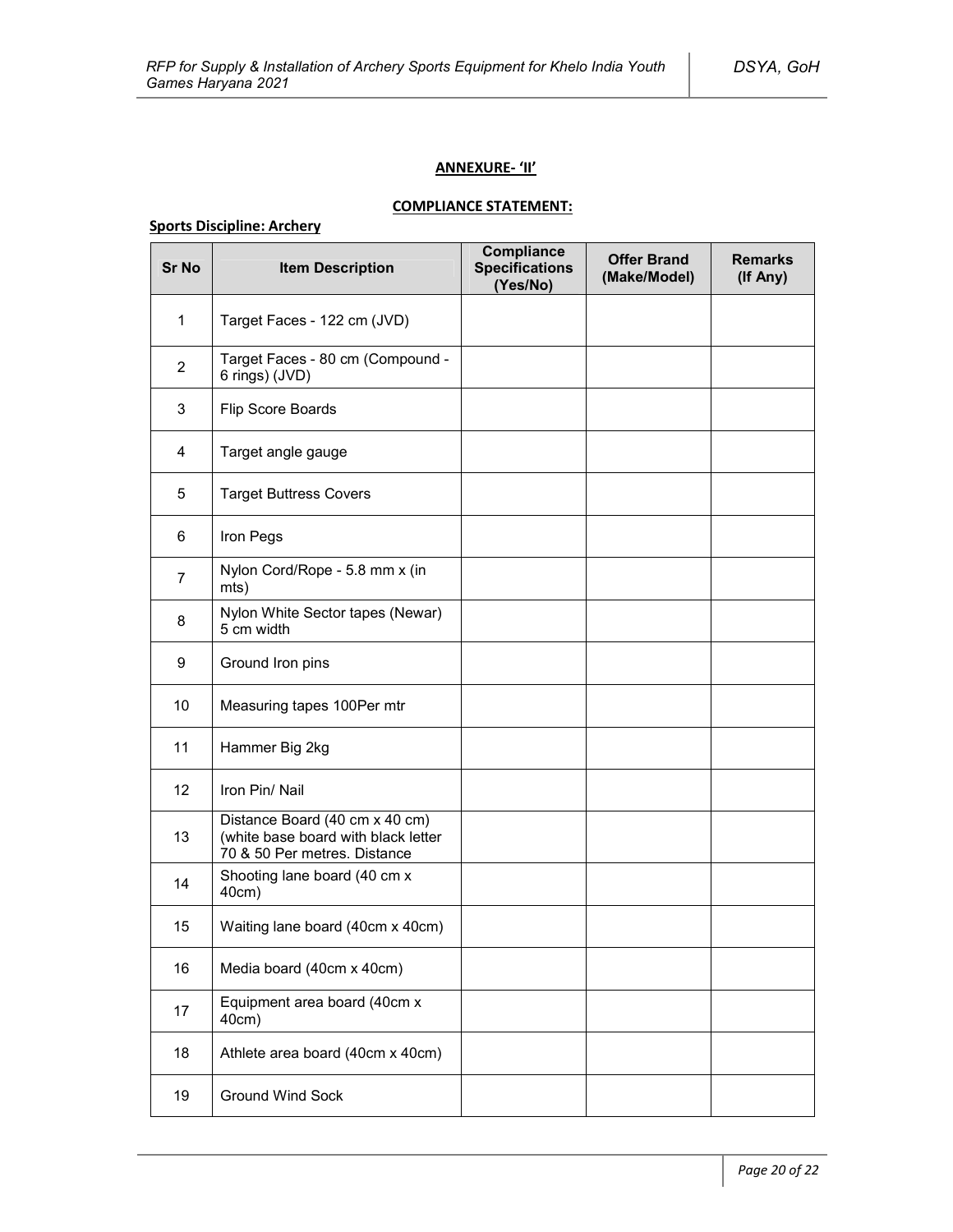**ANNEXURE- 'II'**

**COMPLIANCE STATEMENT:**

**Sports Discipline: Archery**

| Sr No | Item Description | Compliance Specifications (Yes/No) | Offer Brand (Make/Model) | Remarks (If Any) |
|---|---|---|---|---|
| 1 | Target Faces - 122 cm (JVD) | | | |
| 2 | Target Faces - 80 cm (Compound - 6 rings) (JVD) | | | |
| 3 | Flip Score Boards | | | |
| 4 | Target angle gauge | | | |
| 5 | Target Buttress Covers | | | |
| 6 | Iron Pegs | | | |
| 7 | Nylon Cord/Rope - 5.8 mm x (in mts) | | | |
| 8 | Nylon White Sector tapes (Newar) 5 cm width | | | |
| 9 | Ground Iron pins | | | |
| 10 | Measuring tapes 100Per mtr | | | |
| 11 | Hammer Big 2kg | | | |
| 12 | Iron Pin/ Nail | | | |
| 13 | Distance Board (40 cm x 40 cm) (white base board with black letter 70 & 50 Per metres. Distance | | | |
| 14 | Shooting lane board (40 cm x 40cm) | | | |
| 15 | Waiting lane board (40cm x 40cm) | | | |
| 16 | Media board (40cm x 40cm) | | | |
| 17 | Equipment area board (40cm x 40cm) | | | |
| 18 | Athlete area board (40cm x 40cm) | | | |
| 19 | Ground Wind Sock | | | |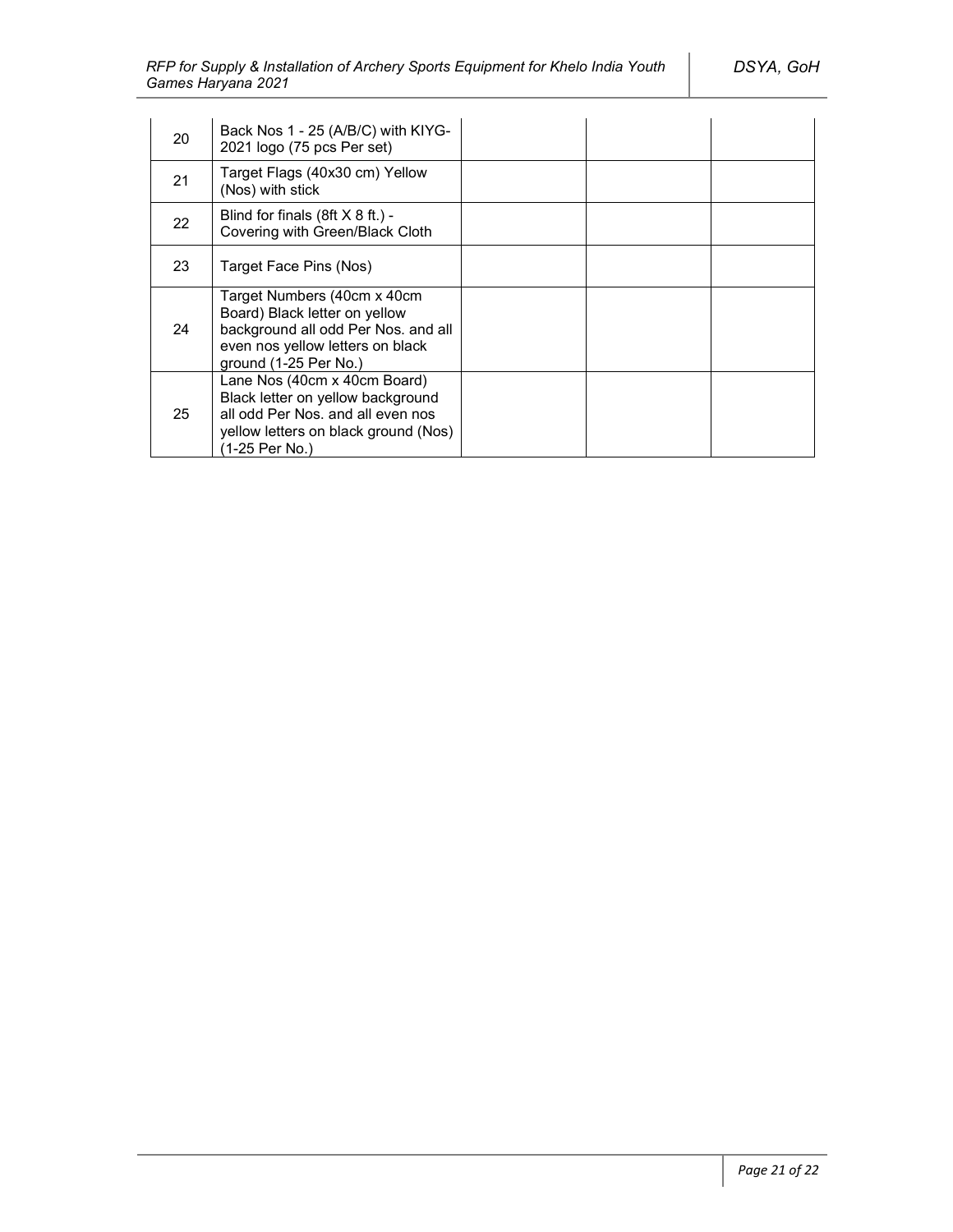| | | | | |
|---|---|---|---|---|
| 20 | Back Nos 1 - 25 (A/B/C) with KIYG-2021 logo (75 pcs Per set) | | | |
| 21 | Target Flags (40x30 cm) Yellow (Nos) with stick | | | |
| 22 | Blind for finals (8ft X 8 ft.) - Covering with Green/Black Cloth | | | |
| 23 | Target Face Pins (Nos) | | | |
| 24 | Target Numbers (40cm x 40cm Board) Black letter on yellow background all odd Per Nos. and all even nos yellow letters on black ground (1-25 Per No.) | | | |
| 25 | Lane Nos (40cm x 40cm Board) Black letter on yellow background all odd Per Nos. and all even nos yellow letters on black ground (Nos) (1-25 Per No.) | | | |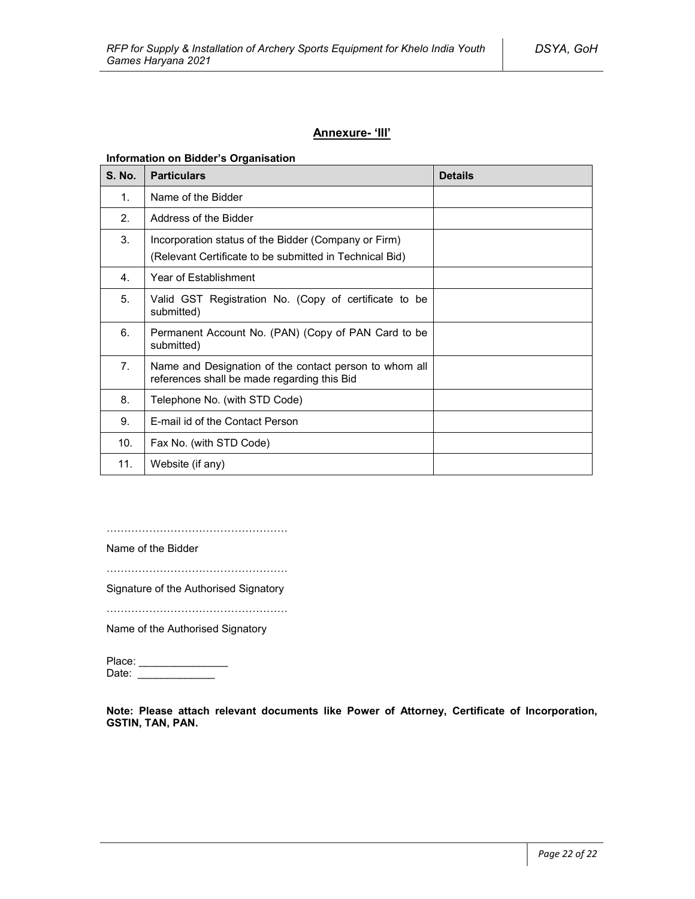## Annexure- 'III'

**Information on Bidder's Organisation**

| S. No. | Particulars | Details |
|---|---|---|
| 1. | Name of the Bidder | |
| 2. | Address of the Bidder | |
| 3. | Incorporation status of the Bidder (Company or Firm)<br>(Relevant Certificate to be submitted in Technical Bid) | |
| 4. | Year of Establishment | |
| 5. | Valid GST Registration No. (Copy of certificate to be submitted) | |
| 6. | Permanent Account No. (PAN) (Copy of PAN Card to be submitted) | |
| 7. | Name and Designation of the contact person to whom all references shall be made regarding this Bid | |
| 8. | Telephone No. (with STD Code) | |
| 9. | E-mail id of the Contact Person | |
| 10. | Fax No. (with STD Code) | |
| 11. | Website (if any) | |

……………………………………………

Name of the Bidder

……………………………………………

Signature of the Authorised Signatory

……………………………………………

Name of the Authorised Signatory

Place: _______________
Date: _____________

**Note: Please attach relevant documents like Power of Attorney, Certificate of Incorporation, GSTIN, TAN, PAN.**